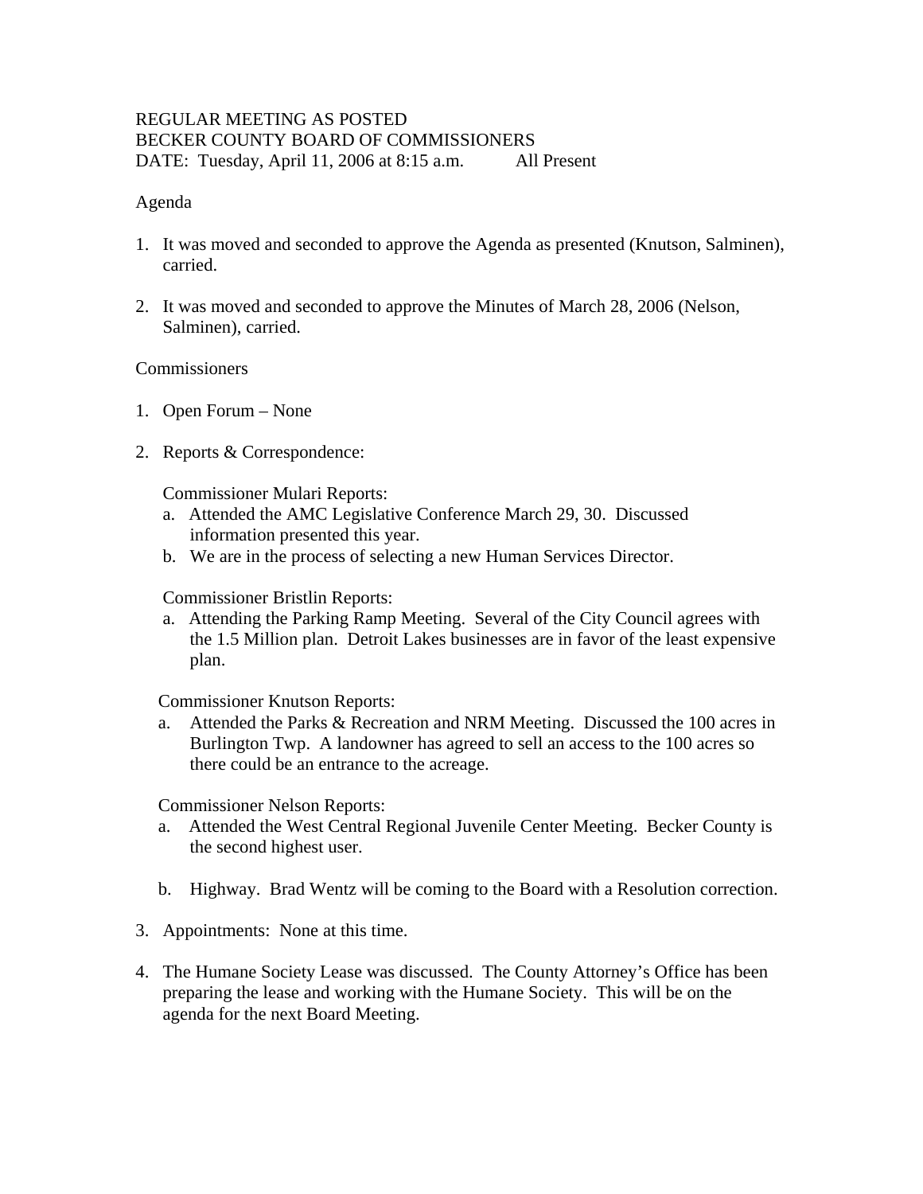REGULAR MEETING AS POSTED
BECKER COUNTY BOARD OF COMMISSIONERS
DATE: Tuesday, April 11, 2006 at 8:15 a.m. All Present

Agenda

1. It was moved and seconded to approve the Agenda as presented (Knutson, Salminen), carried.

2. It was moved and seconded to approve the Minutes of March 28, 2006 (Nelson, Salminen), carried.

Commissioners

1. Open Forum – None

2. Reports & Correspondence:

   Commissioner Mulari Reports:
   a. Attended the AMC Legislative Conference March 29, 30. Discussed information presented this year.
   b. We are in the process of selecting a new Human Services Director.

   Commissioner Bristlin Reports:
   a. Attending the Parking Ramp Meeting. Several of the City Council agrees with the 1.5 Million plan. Detroit Lakes businesses are in favor of the least expensive plan.

   Commissioner Knutson Reports:
   a. Attended the Parks & Recreation and NRM Meeting. Discussed the 100 acres in Burlington Twp. A landowner has agreed to sell an access to the 100 acres so there could be an entrance to the acreage.

   Commissioner Nelson Reports:
   a. Attended the West Central Regional Juvenile Center Meeting. Becker County is the second highest user.

   b. Highway. Brad Wentz will be coming to the Board with a Resolution correction.

3. Appointments: None at this time.

4. The Humane Society Lease was discussed. The County Attorney's Office has been preparing the lease and working with the Humane Society. This will be on the agenda for the next Board Meeting.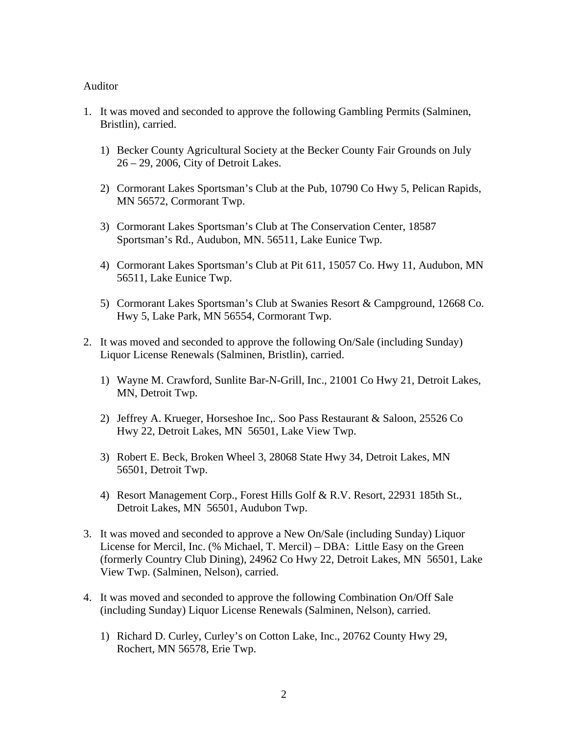Auditor

1. It was moved and seconded to approve the following Gambling Permits (Salminen, Bristlin), carried.

   1) Becker County Agricultural Society at the Becker County Fair Grounds on July 26 – 29, 2006, City of Detroit Lakes.

   2) Cormorant Lakes Sportsman's Club at the Pub, 10790 Co Hwy 5, Pelican Rapids, MN 56572, Cormorant Twp.

   3) Cormorant Lakes Sportsman's Club at The Conservation Center, 18587 Sportsman's Rd., Audubon, MN. 56511, Lake Eunice Twp.

   4) Cormorant Lakes Sportsman's Club at Pit 611, 15057 Co. Hwy 11, Audubon, MN 56511, Lake Eunice Twp.

   5) Cormorant Lakes Sportsman's Club at Swanies Resort & Campground, 12668 Co. Hwy 5, Lake Park, MN 56554, Cormorant Twp.

2. It was moved and seconded to approve the following On/Sale (including Sunday) Liquor License Renewals (Salminen, Bristlin), carried.

   1) Wayne M. Crawford, Sunlite Bar-N-Grill, Inc., 21001 Co Hwy 21, Detroit Lakes, MN, Detroit Twp.

   2) Jeffrey A. Krueger, Horseshoe Inc,. Soo Pass Restaurant & Saloon, 25526 Co Hwy 22, Detroit Lakes, MN 56501, Lake View Twp.

   3) Robert E. Beck, Broken Wheel 3, 28068 State Hwy 34, Detroit Lakes, MN 56501, Detroit Twp.

   4) Resort Management Corp., Forest Hills Golf & R.V. Resort, 22931 185th St., Detroit Lakes, MN 56501, Audubon Twp.

3. It was moved and seconded to approve a New On/Sale (including Sunday) Liquor License for Mercil, Inc. (% Michael, T. Mercil) – DBA: Little Easy on the Green (formerly Country Club Dining), 24962 Co Hwy 22, Detroit Lakes, MN 56501, Lake View Twp. (Salminen, Nelson), carried.

4. It was moved and seconded to approve the following Combination On/Off Sale (including Sunday) Liquor License Renewals (Salminen, Nelson), carried.

   1) Richard D. Curley, Curley's on Cotton Lake, Inc., 20762 County Hwy 29, Rochert, MN 56578, Erie Twp.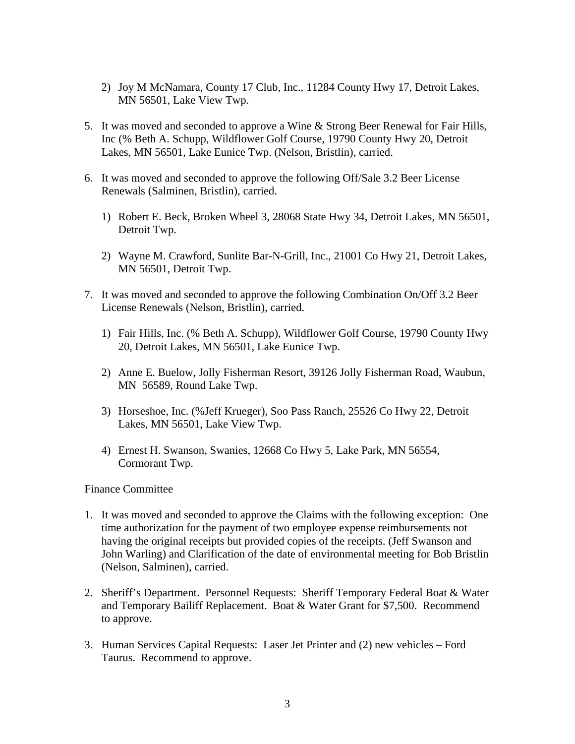2) Joy M McNamara, County 17 Club, Inc., 11284 County Hwy 17, Detroit Lakes, MN 56501, Lake View Twp.

5. It was moved and seconded to approve a Wine & Strong Beer Renewal for Fair Hills, Inc (% Beth A. Schupp, Wildflower Golf Course, 19790 County Hwy 20, Detroit Lakes, MN 56501, Lake Eunice Twp. (Nelson, Bristlin), carried.

6. It was moved and seconded to approve the following Off/Sale 3.2 Beer License Renewals (Salminen, Bristlin), carried.

   1) Robert E. Beck, Broken Wheel 3, 28068 State Hwy 34, Detroit Lakes, MN 56501, Detroit Twp.

   2) Wayne M. Crawford, Sunlite Bar-N-Grill, Inc., 21001 Co Hwy 21, Detroit Lakes, MN 56501, Detroit Twp.

7. It was moved and seconded to approve the following Combination On/Off 3.2 Beer License Renewals (Nelson, Bristlin), carried.

   1) Fair Hills, Inc. (% Beth A. Schupp), Wildflower Golf Course, 19790 County Hwy 20, Detroit Lakes, MN 56501, Lake Eunice Twp.

   2) Anne E. Buelow, Jolly Fisherman Resort, 39126 Jolly Fisherman Road, Waubun, MN 56589, Round Lake Twp.

   3) Horseshoe, Inc. (%Jeff Krueger), Soo Pass Ranch, 25526 Co Hwy 22, Detroit Lakes, MN 56501, Lake View Twp.

   4) Ernest H. Swanson, Swanies, 12668 Co Hwy 5, Lake Park, MN 56554, Cormorant Twp.

Finance Committee

1. It was moved and seconded to approve the Claims with the following exception: One time authorization for the payment of two employee expense reimbursements not having the original receipts but provided copies of the receipts. (Jeff Swanson and John Warling) and Clarification of the date of environmental meeting for Bob Bristlin (Nelson, Salminen), carried.

2. Sheriff's Department. Personnel Requests: Sheriff Temporary Federal Boat & Water and Temporary Bailiff Replacement. Boat & Water Grant for $7,500. Recommend to approve.

3. Human Services Capital Requests: Laser Jet Printer and (2) new vehicles – Ford Taurus. Recommend to approve.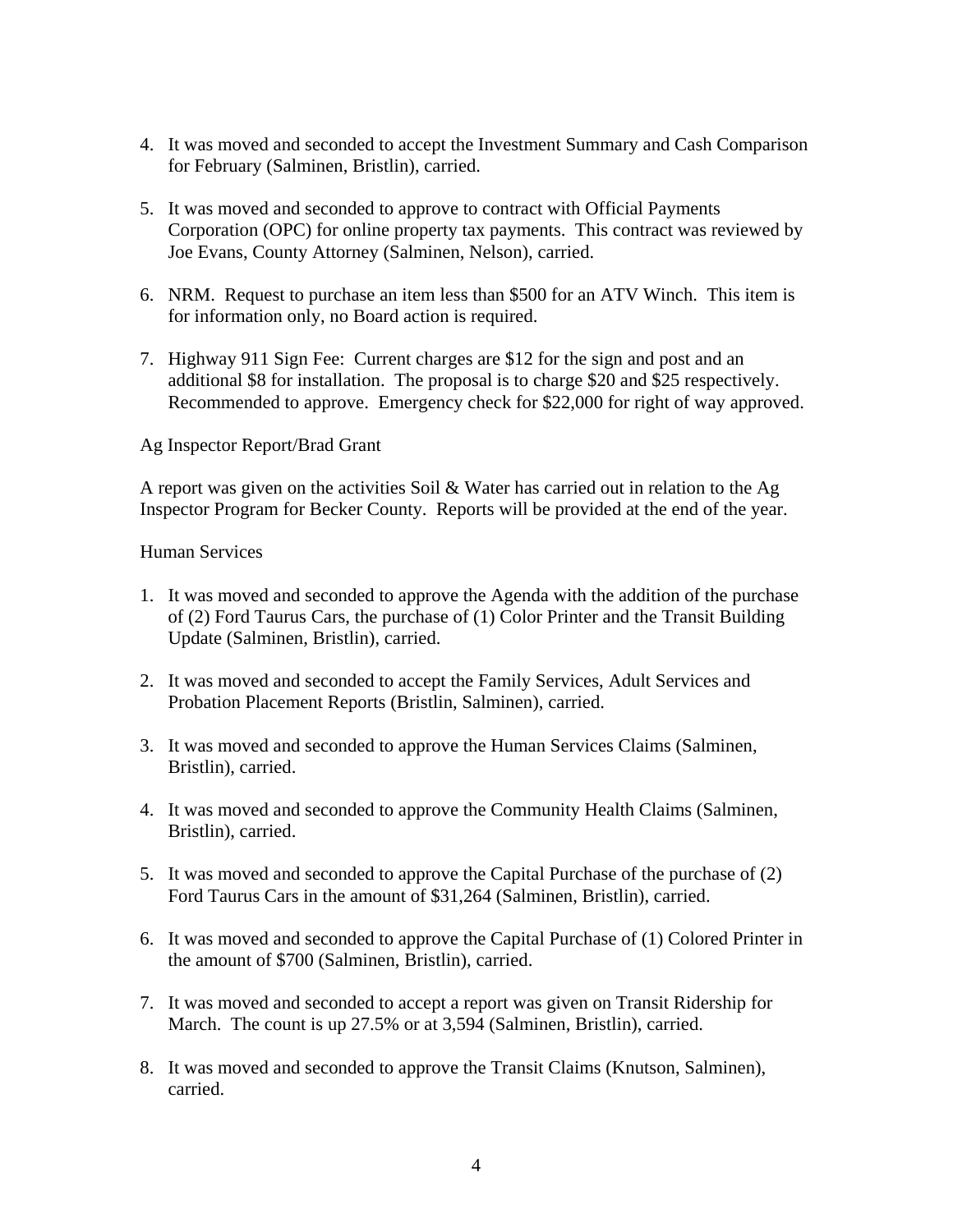4. It was moved and seconded to accept the Investment Summary and Cash Comparison for February (Salminen, Bristlin), carried.

5. It was moved and seconded to approve to contract with Official Payments Corporation (OPC) for online property tax payments. This contract was reviewed by Joe Evans, County Attorney (Salminen, Nelson), carried.

6. NRM. Request to purchase an item less than $500 for an ATV Winch. This item is for information only, no Board action is required.

7. Highway 911 Sign Fee: Current charges are $12 for the sign and post and an additional $8 for installation. The proposal is to charge $20 and $25 respectively. Recommended to approve. Emergency check for $22,000 for right of way approved.

Ag Inspector Report/Brad Grant

A report was given on the activities Soil & Water has carried out in relation to the Ag Inspector Program for Becker County. Reports will be provided at the end of the year.

Human Services

1. It was moved and seconded to approve the Agenda with the addition of the purchase of (2) Ford Taurus Cars, the purchase of (1) Color Printer and the Transit Building Update (Salminen, Bristlin), carried.

2. It was moved and seconded to accept the Family Services, Adult Services and Probation Placement Reports (Bristlin, Salminen), carried.

3. It was moved and seconded to approve the Human Services Claims (Salminen, Bristlin), carried.

4. It was moved and seconded to approve the Community Health Claims (Salminen, Bristlin), carried.

5. It was moved and seconded to approve the Capital Purchase of the purchase of (2) Ford Taurus Cars in the amount of $31,264 (Salminen, Bristlin), carried.

6. It was moved and seconded to approve the Capital Purchase of (1) Colored Printer in the amount of $700 (Salminen, Bristlin), carried.

7. It was moved and seconded to accept a report was given on Transit Ridership for March. The count is up 27.5% or at 3,594 (Salminen, Bristlin), carried.

8. It was moved and seconded to approve the Transit Claims (Knutson, Salminen), carried.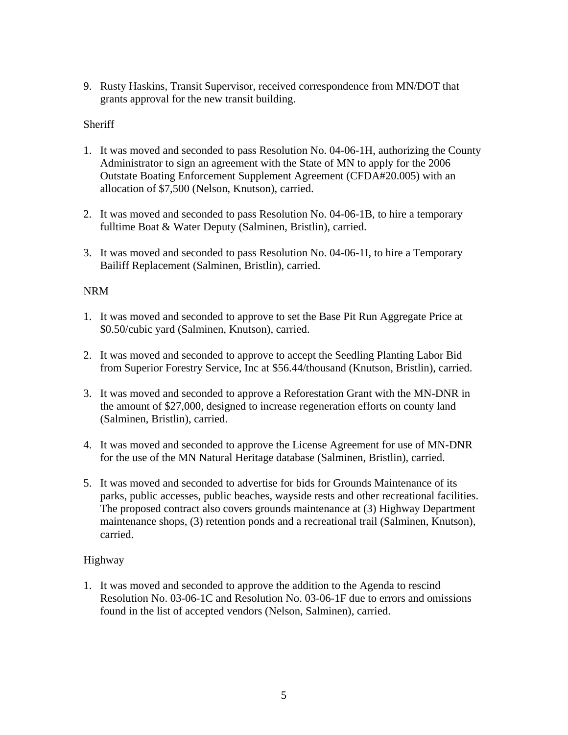9. Rusty Haskins, Transit Supervisor, received correspondence from MN/DOT that grants approval for the new transit building.

Sheriff

1. It was moved and seconded to pass Resolution No. 04-06-1H, authorizing the County Administrator to sign an agreement with the State of MN to apply for the 2006 Outstate Boating Enforcement Supplement Agreement (CFDA#20.005) with an allocation of $7,500 (Nelson, Knutson), carried.

2. It was moved and seconded to pass Resolution No. 04-06-1B, to hire a temporary fulltime Boat & Water Deputy (Salminen, Bristlin), carried.

3. It was moved and seconded to pass Resolution No. 04-06-1I, to hire a Temporary Bailiff Replacement (Salminen, Bristlin), carried.

NRM

1. It was moved and seconded to approve to set the Base Pit Run Aggregate Price at $0.50/cubic yard (Salminen, Knutson), carried.

2. It was moved and seconded to approve to accept the Seedling Planting Labor Bid from Superior Forestry Service, Inc at $56.44/thousand (Knutson, Bristlin), carried.

3. It was moved and seconded to approve a Reforestation Grant with the MN-DNR in the amount of $27,000, designed to increase regeneration efforts on county land (Salminen, Bristlin), carried.

4. It was moved and seconded to approve the License Agreement for use of MN-DNR for the use of the MN Natural Heritage database (Salminen, Bristlin), carried.

5. It was moved and seconded to advertise for bids for Grounds Maintenance of its parks, public accesses, public beaches, wayside rests and other recreational facilities. The proposed contract also covers grounds maintenance at (3) Highway Department maintenance shops, (3) retention ponds and a recreational trail (Salminen, Knutson), carried.

Highway

1. It was moved and seconded to approve the addition to the Agenda to rescind Resolution No. 03-06-1C and Resolution No. 03-06-1F due to errors and omissions found in the list of accepted vendors (Nelson, Salminen), carried.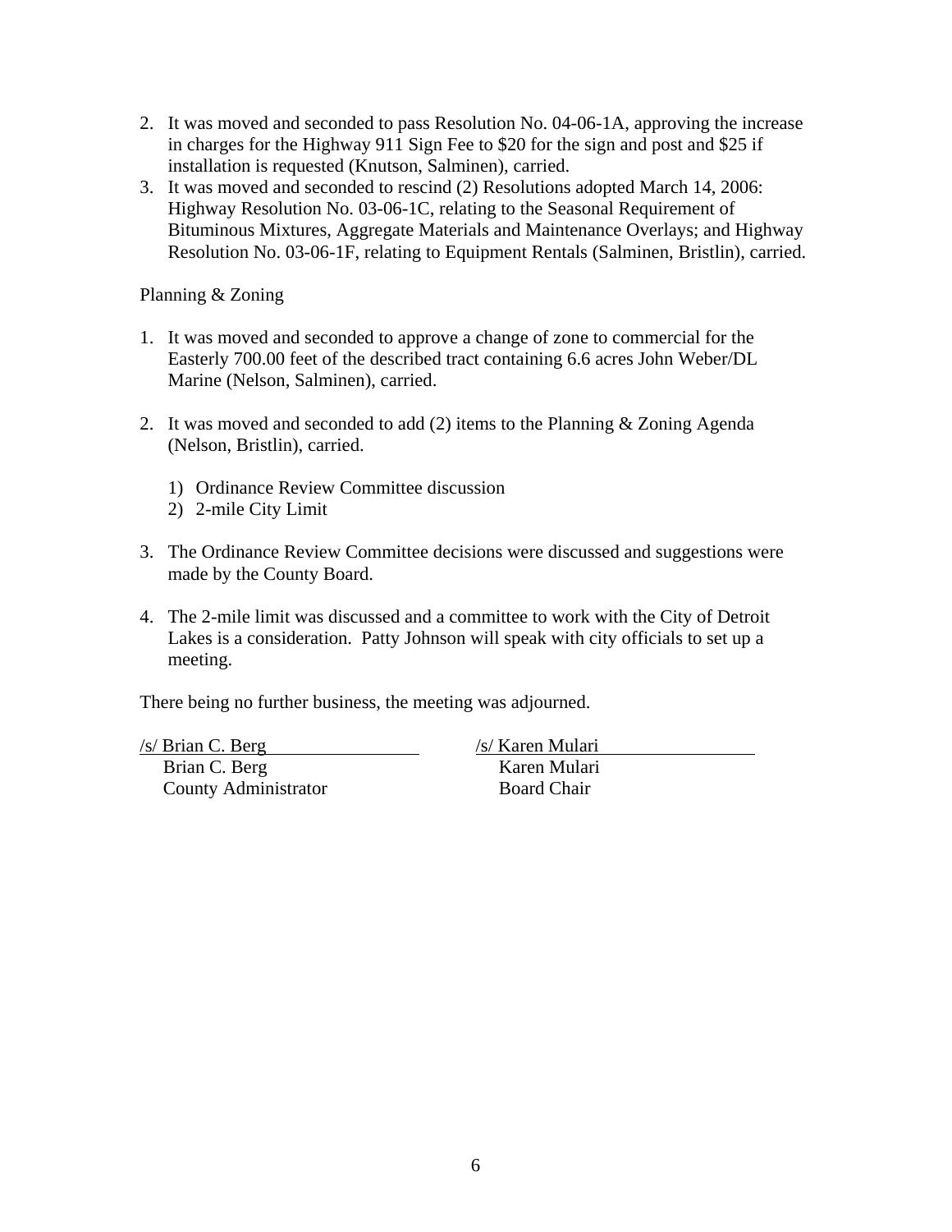2. It was moved and seconded to pass Resolution No. 04-06-1A, approving the increase in charges for the Highway 911 Sign Fee to $20 for the sign and post and $25 if installation is requested (Knutson, Salminen), carried.
3. It was moved and seconded to rescind (2) Resolutions adopted March 14, 2006: Highway Resolution No. 03-06-1C, relating to the Seasonal Requirement of Bituminous Mixtures, Aggregate Materials and Maintenance Overlays; and Highway Resolution No. 03-06-1F, relating to Equipment Rentals (Salminen, Bristlin), carried.

Planning & Zoning

1. It was moved and seconded to approve a change of zone to commercial for the Easterly 700.00 feet of the described tract containing 6.6 acres John Weber/DL Marine (Nelson, Salminen), carried.

2. It was moved and seconded to add (2) items to the Planning & Zoning Agenda (Nelson, Bristlin), carried.

   1) Ordinance Review Committee discussion
   2) 2-mile City Limit

3. The Ordinance Review Committee decisions were discussed and suggestions were made by the County Board.

4. The 2-mile limit was discussed and a committee to work with the City of Detroit Lakes is a consideration. Patty Johnson will speak with city officials to set up a meeting.

There being no further business, the meeting was adjourned.

/s/ Brian C. Berg
Brian C. Berg
County Administrator

/s/ Karen Mulari
Karen Mulari
Board Chair